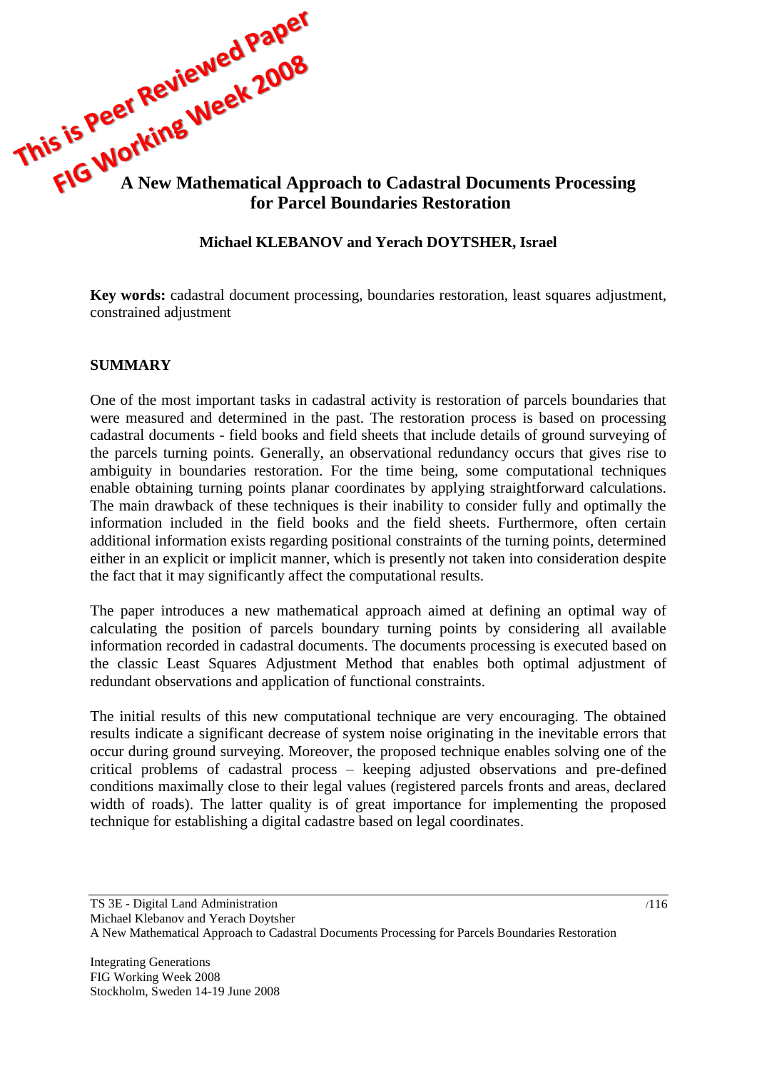This is Peer Reviewed Paper
FIG Working Week 2008

# A New Mathematical Approach to Cadastral Documents Processing for Parcel Boundaries Restoration

**Michael KLEBANOV and Yerach DOYTSHER, Israel**

**Key words:** cadastral document processing, boundaries restoration, least squares adjustment, constrained adjustment

## SUMMARY

One of the most important tasks in cadastral activity is restoration of parcels boundaries that were measured and determined in the past. The restoration process is based on processing cadastral documents - field books and field sheets that include details of ground surveying of the parcels turning points. Generally, an observational redundancy occurs that gives rise to ambiguity in boundaries restoration. For the time being, some computational techniques enable obtaining turning points planar coordinates by applying straightforward calculations. The main drawback of these techniques is their inability to consider fully and optimally the information included in the field books and the field sheets. Furthermore, often certain additional information exists regarding positional constraints of the turning points, determined either in an explicit or implicit manner, which is presently not taken into consideration despite the fact that it may significantly affect the computational results.

The paper introduces a new mathematical approach aimed at defining an optimal way of calculating the position of parcels boundary turning points by considering all available information recorded in cadastral documents. The documents processing is executed based on the classic Least Squares Adjustment Method that enables both optimal adjustment of redundant observations and application of functional constraints.

The initial results of this new computational technique are very encouraging. The obtained results indicate a significant decrease of system noise originating in the inevitable errors that occur during ground surveying. Moreover, the proposed technique enables solving one of the critical problems of cadastral process – keeping adjusted observations and pre-defined conditions maximally close to their legal values (registered parcels fronts and areas, declared width of roads). The latter quality is of great importance for implementing the proposed technique for establishing a digital cadastre based on legal coordinates.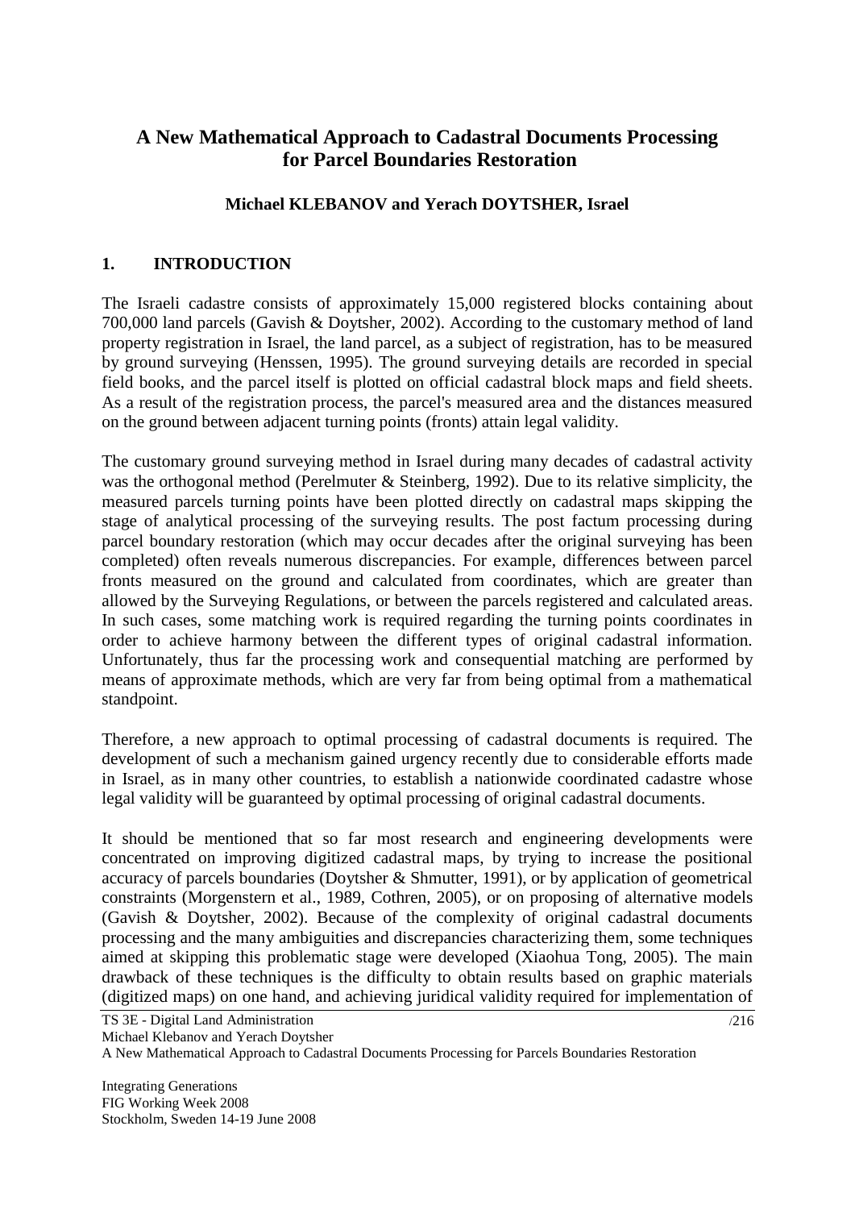# A New Mathematical Approach to Cadastral Documents Processing for Parcel Boundaries Restoration

### Michael KLEBANOV and Yerach DOYTSHER, Israel

## 1. INTRODUCTION

The Israeli cadastre consists of approximately 15,000 registered blocks containing about 700,000 land parcels (Gavish & Doytsher, 2002). According to the customary method of land property registration in Israel, the land parcel, as a subject of registration, has to be measured by ground surveying (Henssen, 1995). The ground surveying details are recorded in special field books, and the parcel itself is plotted on official cadastral block maps and field sheets. As a result of the registration process, the parcel's measured area and the distances measured on the ground between adjacent turning points (fronts) attain legal validity.

The customary ground surveying method in Israel during many decades of cadastral activity was the orthogonal method (Perelmuter & Steinberg, 1992). Due to its relative simplicity, the measured parcels turning points have been plotted directly on cadastral maps skipping the stage of analytical processing of the surveying results. The post factum processing during parcel boundary restoration (which may occur decades after the original surveying has been completed) often reveals numerous discrepancies. For example, differences between parcel fronts measured on the ground and calculated from coordinates, which are greater than allowed by the Surveying Regulations, or between the parcels registered and calculated areas. In such cases, some matching work is required regarding the turning points coordinates in order to achieve harmony between the different types of original cadastral information. Unfortunately, thus far the processing work and consequential matching are performed by means of approximate methods, which are very far from being optimal from a mathematical standpoint.

Therefore, a new approach to optimal processing of cadastral documents is required. The development of such a mechanism gained urgency recently due to considerable efforts made in Israel, as in many other countries, to establish a nationwide coordinated cadastre whose legal validity will be guaranteed by optimal processing of original cadastral documents.

It should be mentioned that so far most research and engineering developments were concentrated on improving digitized cadastral maps, by trying to increase the positional accuracy of parcels boundaries (Doytsher & Shmutter, 1991), or by application of geometrical constraints (Morgenstern et al., 1989, Cothren, 2005), or on proposing of alternative models (Gavish & Doytsher, 2002). Because of the complexity of original cadastral documents processing and the many ambiguities and discrepancies characterizing them, some techniques aimed at skipping this problematic stage were developed (Xiaohua Tong, 2005). The main drawback of these techniques is the difficulty to obtain results based on graphic materials (digitized maps) on one hand, and achieving juridical validity required for implementation of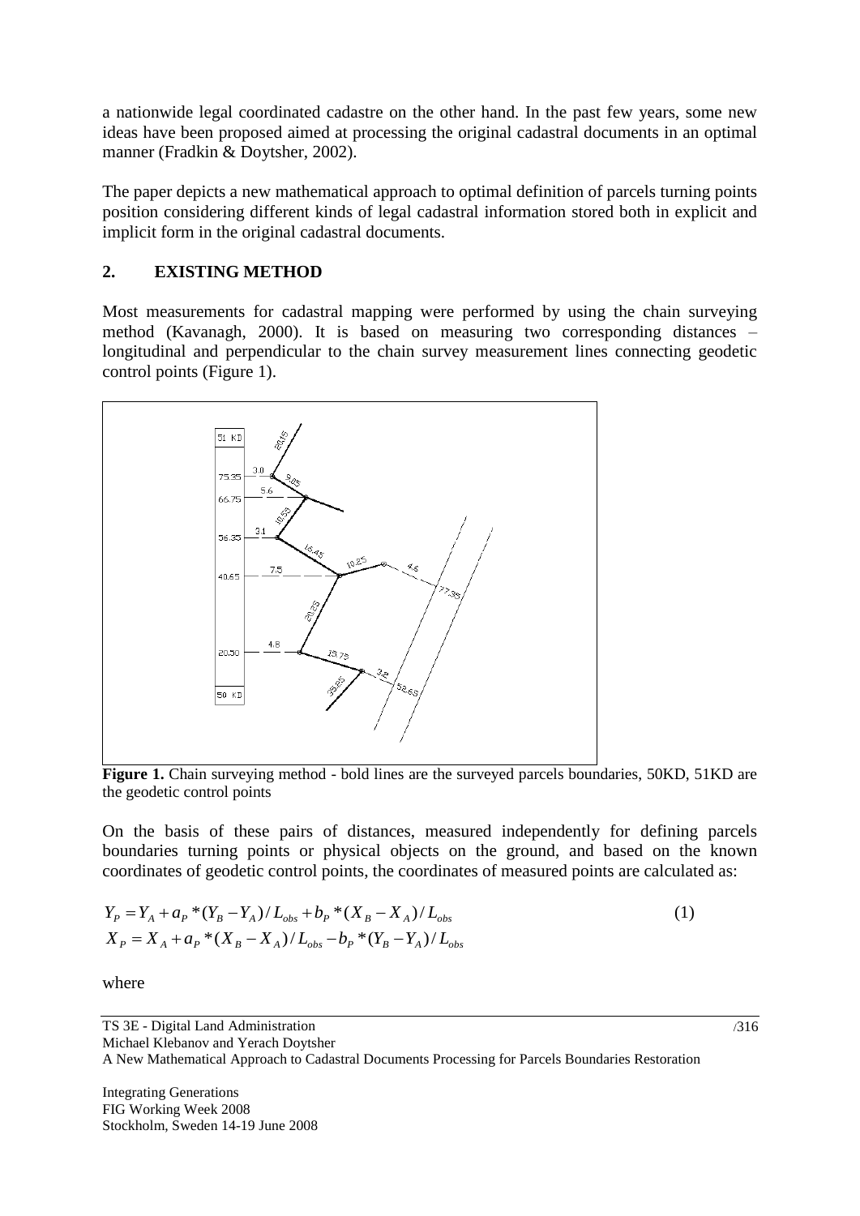a nationwide legal coordinated cadastre on the other hand. In the past few years, some new ideas have been proposed aimed at processing the original cadastral documents in an optimal manner (Fradkin & Doytsher, 2002).

The paper depicts a new mathematical approach to optimal definition of parcels turning points position considering different kinds of legal cadastral information stored both in explicit and implicit form in the original cadastral documents.

## 2. EXISTING METHOD

Most measurements for cadastral mapping were performed by using the chain surveying method (Kavanagh, 2000). It is based on measuring two corresponding distances – longitudinal and perpendicular to the chain survey measurement lines connecting geodetic control points (Figure 1).

**Figure 1.** Chain surveying method - bold lines are the surveyed parcels boundaries, 50KD, 51KD are the geodetic control points

On the basis of these pairs of distances, measured independently for defining parcels boundaries turning points or physical objects on the ground, and based on the known coordinates of geodetic control points, the coordinates of measured points are calculated as:

$$
\begin{aligned}
Y_P &= Y_A + a_P * (Y_B - Y_A) / L_{obs} + b_P * (X_B - X_A) / L_{obs} \\
X_P &= X_A + a_P * (X_B - X_A) / L_{obs} - b_P * (Y_B - Y_A) / L_{obs}
\end{aligned}
\tag{1}
$$

where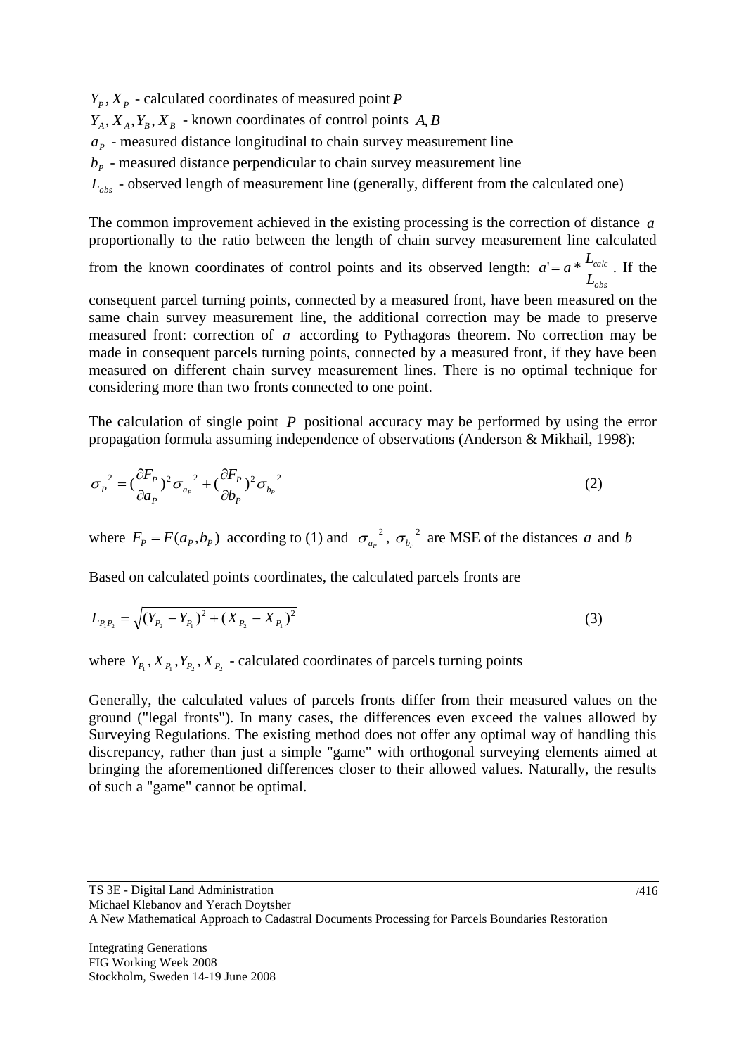$Y_P, X_P$ - calculated coordinates of measured point $P$

$Y_A, X_A, Y_B, X_B$ - known coordinates of control points $A, B$

$a_P$ - measured distance longitudinal to chain survey measurement line

$b_P$ - measured distance perpendicular to chain survey measurement line

$L_{obs}$ - observed length of measurement line (generally, different from the calculated one)

The common improvement achieved in the existing processing is the correction of distance $a$ proportionally to the ratio between the length of chain survey measurement line calculated from the known coordinates of control points and its observed length: $a' = a * \frac{L_{calc}}{L_{obs}}$. If the consequent parcel turning points, connected by a measured front, have been measured on the same chain survey measurement line, the additional correction may be made to preserve measured front: correction of $a$ according to Pythagoras theorem. No correction may be made in consequent parcels turning points, connected by a measured front, if they have been measured on different chain survey measurement lines. There is no optimal technique for considering more than two fronts connected to one point.

The calculation of single point $P$ positional accuracy may be performed by using the error propagation formula assuming independence of observations (Anderson & Mikhail, 1998):

$$\sigma_P{}^2 = \left(\frac{\partial F_P}{\partial a_P}\right)^2 \sigma_{a_P}{}^2 + \left(\frac{\partial F_P}{\partial b_P}\right)^2 \sigma_{b_P}{}^2 \tag{2}$$

where $F_P = F(a_P, b_P)$ according to (1) and $\sigma_{a_P}{}^2$, $\sigma_{b_P}{}^2$ are MSE of the distances $a$ and $b$

Based on calculated points coordinates, the calculated parcels fronts are

$$L_{P_1P_2} = \sqrt{(Y_{P_2} - Y_{P_1})^2 + (X_{P_2} - X_{P_1})^2} \tag{3}$$

where $Y_{P_1}, X_{P_1}, Y_{P_2}, X_{P_2}$ - calculated coordinates of parcels turning points

Generally, the calculated values of parcels fronts differ from their measured values on the ground ("legal fronts"). In many cases, the differences even exceed the values allowed by Surveying Regulations. The existing method does not offer any optimal way of handling this discrepancy, rather than just a simple "game" with orthogonal surveying elements aimed at bringing the aforementioned differences closer to their allowed values. Naturally, the results of such a "game" cannot be optimal.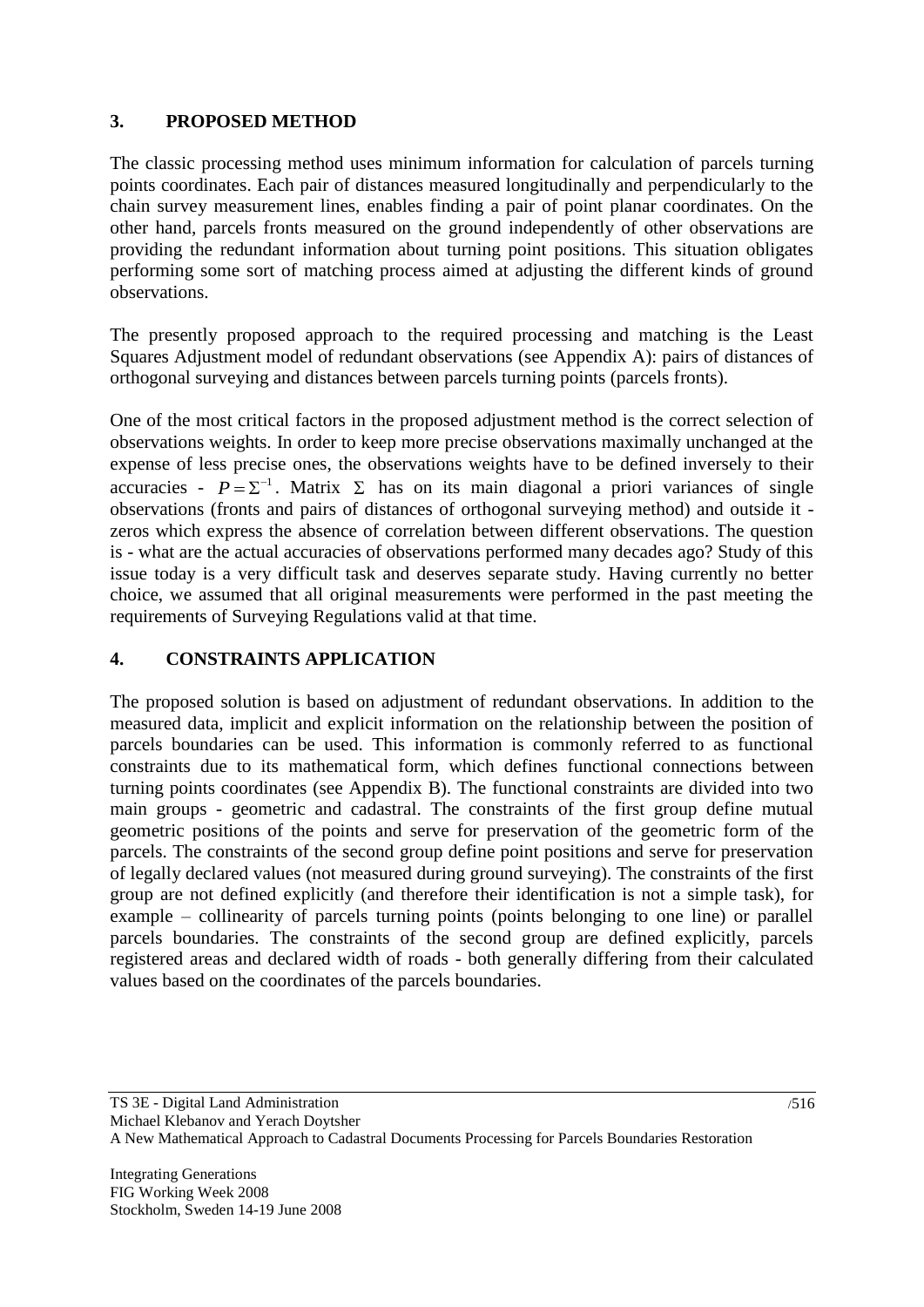## 3. PROPOSED METHOD

The classic processing method uses minimum information for calculation of parcels turning points coordinates. Each pair of distances measured longitudinally and perpendicularly to the chain survey measurement lines, enables finding a pair of point planar coordinates. On the other hand, parcels fronts measured on the ground independently of other observations are providing the redundant information about turning point positions. This situation obligates performing some sort of matching process aimed at adjusting the different kinds of ground observations.

The presently proposed approach to the required processing and matching is the Least Squares Adjustment model of redundant observations (see Appendix A): pairs of distances of orthogonal surveying and distances between parcels turning points (parcels fronts).

One of the most critical factors in the proposed adjustment method is the correct selection of observations weights. In order to keep more precise observations maximally unchanged at the expense of less precise ones, the observations weights have to be defined inversely to their accuracies - $P = \Sigma^{-1}$. Matrix $\Sigma$ has on its main diagonal a priori variances of single observations (fronts and pairs of distances of orthogonal surveying method) and outside it - zeros which express the absence of correlation between different observations. The question is - what are the actual accuracies of observations performed many decades ago? Study of this issue today is a very difficult task and deserves separate study. Having currently no better choice, we assumed that all original measurements were performed in the past meeting the requirements of Surveying Regulations valid at that time.

## 4. CONSTRAINTS APPLICATION

The proposed solution is based on adjustment of redundant observations. In addition to the measured data, implicit and explicit information on the relationship between the position of parcels boundaries can be used. This information is commonly referred to as functional constraints due to its mathematical form, which defines functional connections between turning points coordinates (see Appendix B). The functional constraints are divided into two main groups - geometric and cadastral. The constraints of the first group define mutual geometric positions of the points and serve for preservation of the geometric form of the parcels. The constraints of the second group define point positions and serve for preservation of legally declared values (not measured during ground surveying). The constraints of the first group are not defined explicitly (and therefore their identification is not a simple task), for example – collinearity of parcels turning points (points belonging to one line) or parallel parcels boundaries. The constraints of the second group are defined explicitly, parcels registered areas and declared width of roads - both generally differing from their calculated values based on the coordinates of the parcels boundaries.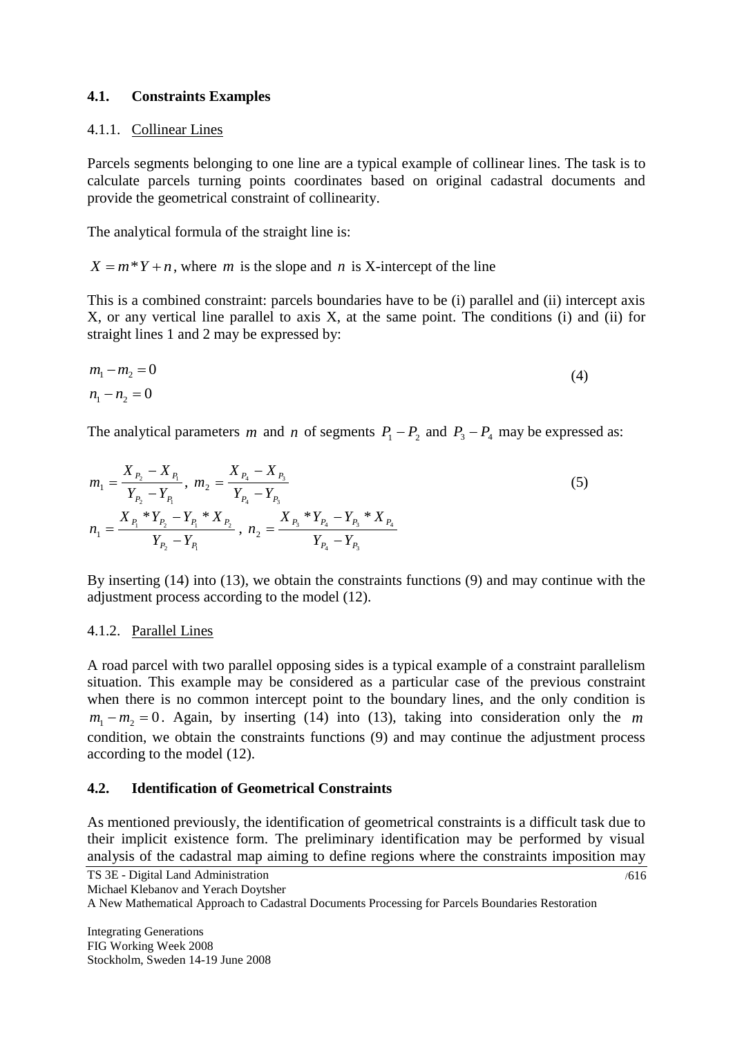### 4.1. Constraints Examples

#### 4.1.1. Collinear Lines

Parcels segments belonging to one line are a typical example of collinear lines. The task is to calculate parcels turning points coordinates based on original cadastral documents and provide the geometrical constraint of collinearity.

The analytical formula of the straight line is:

$X = m*Y + n$, where $m$ is the slope and $n$ is X-intercept of the line

This is a combined constraint: parcels boundaries have to be (i) parallel and (ii) intercept axis X, or any vertical line parallel to axis X, at the same point. The conditions (i) and (ii) for straight lines 1 and 2 may be expressed by:

$$
\begin{aligned}
m_1 - m_2 &= 0 \\
n_1 - n_2 &= 0
\end{aligned}
\tag{4}
$$

The analytical parameters $m$ and $n$ of segments $P_1 - P_2$ and $P_3 - P_4$ may be expressed as:

$$
\begin{aligned}
m_1 &= \frac{X_{P_2} - X_{P_1}}{Y_{P_2} - Y_{P_1}}, \; m_2 = \frac{X_{P_4} - X_{P_3}}{Y_{P_4} - Y_{P_3}} \\
n_1 &= \frac{X_{P_1} * Y_{P_2} - Y_{P_1} * X_{P_2}}{Y_{P_2} - Y_{P_1}}, \; n_2 = \frac{X_{P_3} * Y_{P_4} - Y_{P_3} * X_{P_4}}{Y_{P_4} - Y_{P_3}}
\end{aligned}
\tag{5}
$$

By inserting (14) into (13), we obtain the constraints functions (9) and may continue with the adjustment process according to the model (12).

#### 4.1.2. Parallel Lines

A road parcel with two parallel opposing sides is a typical example of a constraint parallelism situation. This example may be considered as a particular case of the previous constraint when there is no common intercept point to the boundary lines, and the only condition is $m_1 - m_2 = 0$. Again, by inserting (14) into (13), taking into consideration only the $m$ condition, we obtain the constraints functions (9) and may continue the adjustment process according to the model (12).

### 4.2. Identification of Geometrical Constraints

As mentioned previously, the identification of geometrical constraints is a difficult task due to their implicit existence form. The preliminary identification may be performed by visual analysis of the cadastral map aiming to define regions where the constraints imposition may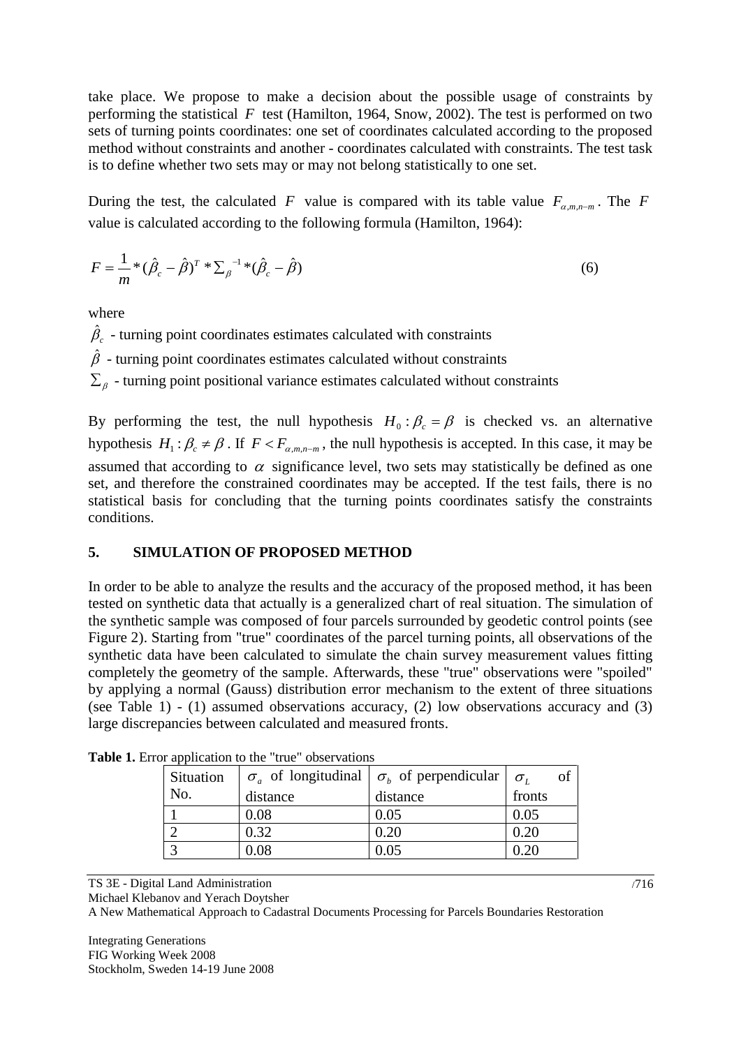take place. We propose to make a decision about the possible usage of constraints by performing the statistical $F$ test (Hamilton, 1964, Snow, 2002). The test is performed on two sets of turning points coordinates: one set of coordinates calculated according to the proposed method without constraints and another - coordinates calculated with constraints. The test task is to define whether two sets may or may not belong statistically to one set.

During the test, the calculated $F$ value is compared with its table value $F_{\alpha,m,n-m}$. The $F$ value is calculated according to the following formula (Hamilton, 1964):

$$F = \frac{1}{m} * (\hat{\beta}_c - \hat{\beta})^T * \Sigma_{\beta}^{-1} * (\hat{\beta}_c - \hat{\beta}) \tag{6}$$

where

$\hat{\beta}_c$ - turning point coordinates estimates calculated with constraints

$\hat{\beta}$ - turning point coordinates estimates calculated without constraints

$\Sigma_{\beta}$ - turning point positional variance estimates calculated without constraints

By performing the test, the null hypothesis $H_0 : \beta_c = \beta$ is checked vs. an alternative hypothesis $H_1 : \beta_c \neq \beta$. If $F < F_{\alpha,m,n-m}$, the null hypothesis is accepted. In this case, it may be assumed that according to $\alpha$ significance level, two sets may statistically be defined as one set, and therefore the constrained coordinates may be accepted. If the test fails, there is no statistical basis for concluding that the turning points coordinates satisfy the constraints conditions.

## 5. SIMULATION OF PROPOSED METHOD

In order to be able to analyze the results and the accuracy of the proposed method, it has been tested on synthetic data that actually is a generalized chart of real situation. The simulation of the synthetic sample was composed of four parcels surrounded by geodetic control points (see Figure 2). Starting from "true" coordinates of the parcel turning points, all observations of the synthetic data have been calculated to simulate the chain survey measurement values fitting completely the geometry of the sample. Afterwards, these "true" observations were "spoiled" by applying a normal (Gauss) distribution error mechanism to the extent of three situations (see Table 1) - (1) assumed observations accuracy, (2) low observations accuracy and (3) large discrepancies between calculated and measured fronts.

**Table 1.** Error application to the "true" observations

| Situation No. | $\sigma_a$ of longitudinal distance | $\sigma_b$ of perpendicular distance | $\sigma_L$ of fronts |
|---|---|---|---|
| 1 | 0.08 | 0.05 | 0.05 |
| 2 | 0.32 | 0.20 | 0.20 |
| 3 | 0.08 | 0.05 | 0.20 |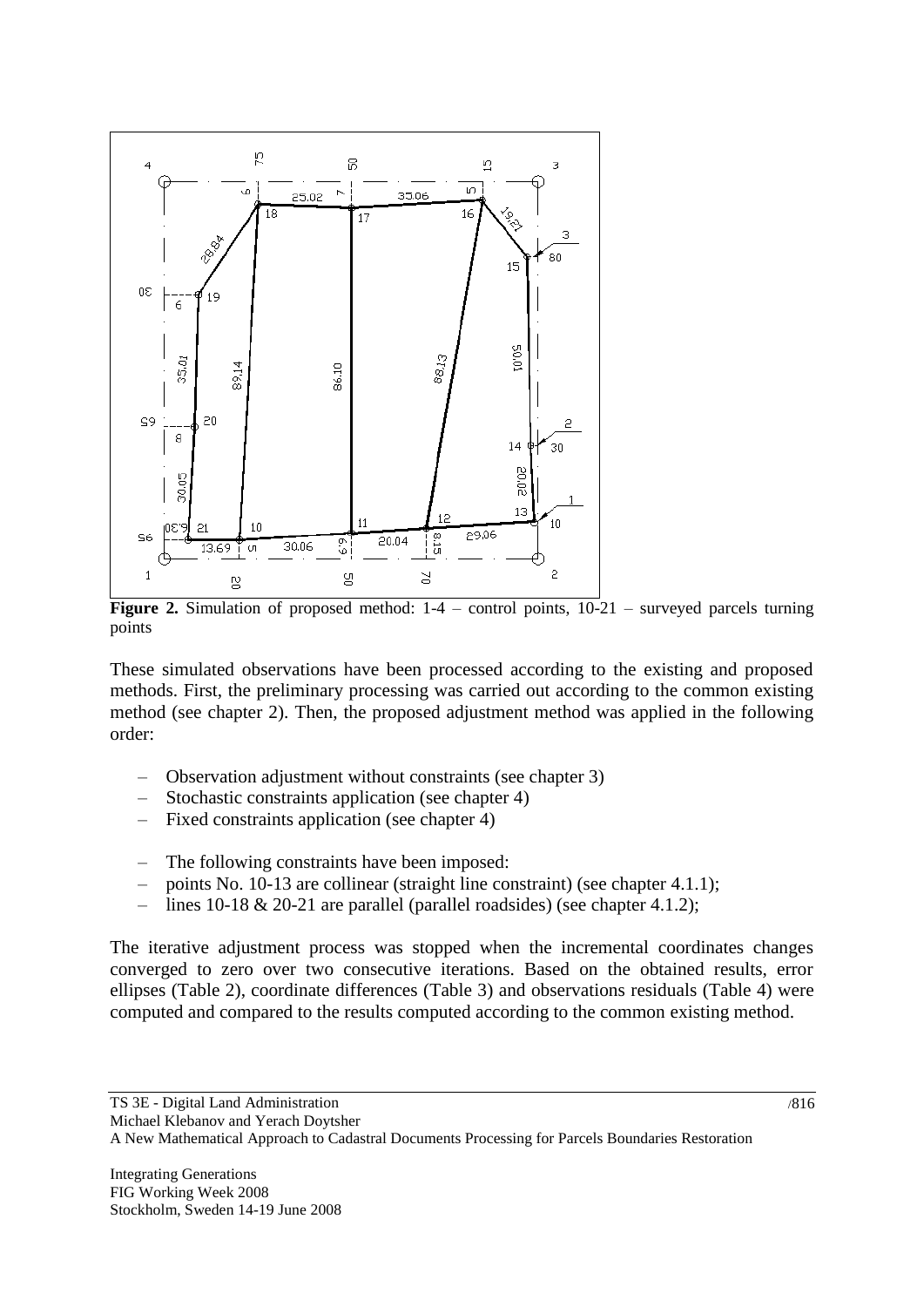**Figure 2.** Simulation of proposed method: 1-4 – control points, 10-21 – surveyed parcels turning points

These simulated observations have been processed according to the existing and proposed methods. First, the preliminary processing was carried out according to the common existing method (see chapter 2). Then, the proposed adjustment method was applied in the following order:

- Observation adjustment without constraints (see chapter 3)
- Stochastic constraints application (see chapter 4)
- Fixed constraints application (see chapter 4)

- The following constraints have been imposed:
- points No. 10-13 are collinear (straight line constraint) (see chapter 4.1.1);
- lines 10-18 & 20-21 are parallel (parallel roadsides) (see chapter 4.1.2);

The iterative adjustment process was stopped when the incremental coordinates changes converged to zero over two consecutive iterations. Based on the obtained results, error ellipses (Table 2), coordinate differences (Table 3) and observations residuals (Table 4) were computed and compared to the results computed according to the common existing method.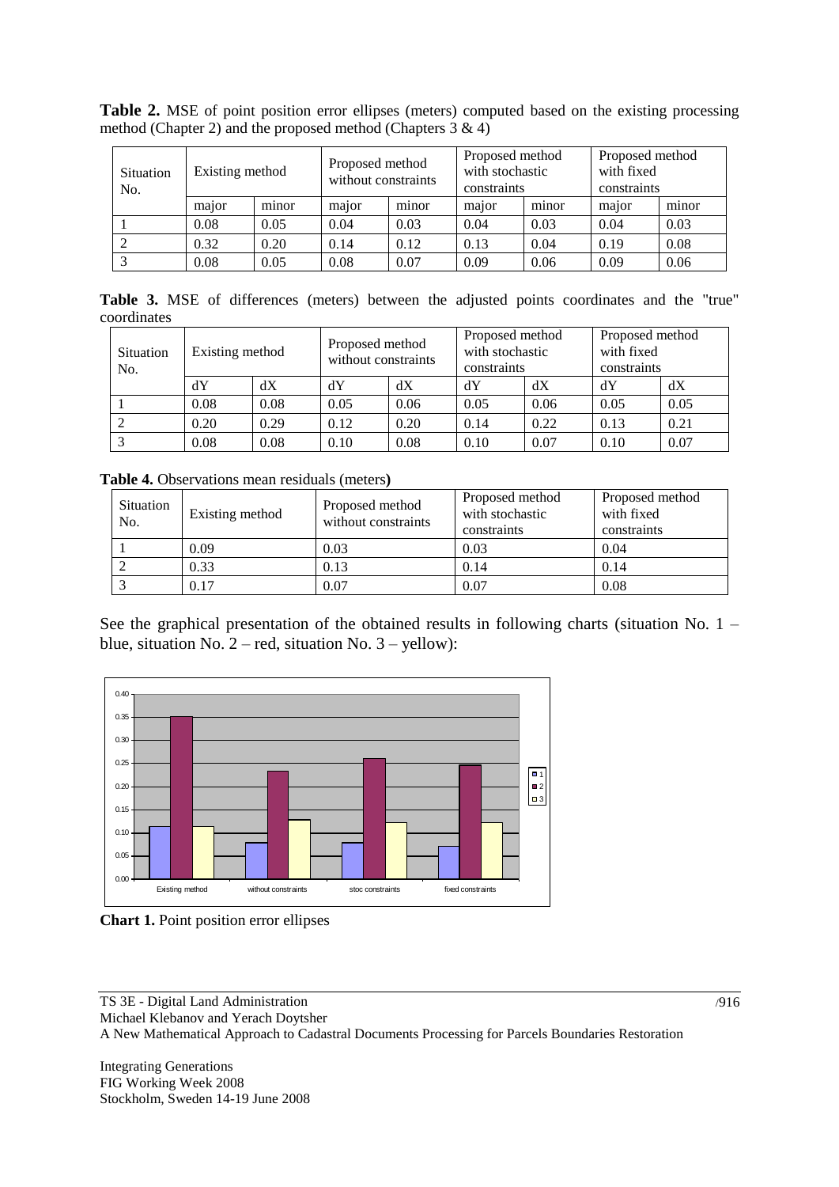**Table 2.** MSE of point position error ellipses (meters) computed based on the existing processing method (Chapter 2) and the proposed method (Chapters 3 & 4)

| Situation No. | Existing method | | Proposed method without constraints | | Proposed method with stochastic constraints | | Proposed method with fixed constraints | |
|---|---|---|---|---|---|---|---|---|
| | major | minor | major | minor | major | minor | major | minor |
| 1 | 0.08 | 0.05 | 0.04 | 0.03 | 0.04 | 0.03 | 0.04 | 0.03 |
| 2 | 0.32 | 0.20 | 0.14 | 0.12 | 0.13 | 0.04 | 0.19 | 0.08 |
| 3 | 0.08 | 0.05 | 0.08 | 0.07 | 0.09 | 0.06 | 0.09 | 0.06 |

**Table 3.** MSE of differences (meters) between the adjusted points coordinates and the "true" coordinates

| Situation No. | Existing method | | Proposed method without constraints | | Proposed method with stochastic constraints | | Proposed method with fixed constraints | |
|---|---|---|---|---|---|---|---|---|
| | dY | dX | dY | dX | dY | dX | dY | dX |
| 1 | 0.08 | 0.08 | 0.05 | 0.06 | 0.05 | 0.06 | 0.05 | 0.05 |
| 2 | 0.20 | 0.29 | 0.12 | 0.20 | 0.14 | 0.22 | 0.13 | 0.21 |
| 3 | 0.08 | 0.08 | 0.10 | 0.08 | 0.10 | 0.07 | 0.10 | 0.07 |

**Table 4.** Observations mean residuals (meters**)**

| Situation No. | Existing method | Proposed method without constraints | Proposed method with stochastic constraints | Proposed method with fixed constraints |
|---|---|---|---|---|
| 1 | 0.09 | 0.03 | 0.03 | 0.04 |
| 2 | 0.33 | 0.13 | 0.14 | 0.14 |
| 3 | 0.17 | 0.07 | 0.07 | 0.08 |

See the graphical presentation of the obtained results in following charts (situation No. 1 – blue, situation No. 2 – red, situation No. 3 – yellow):

**Chart 1.** Point position error ellipses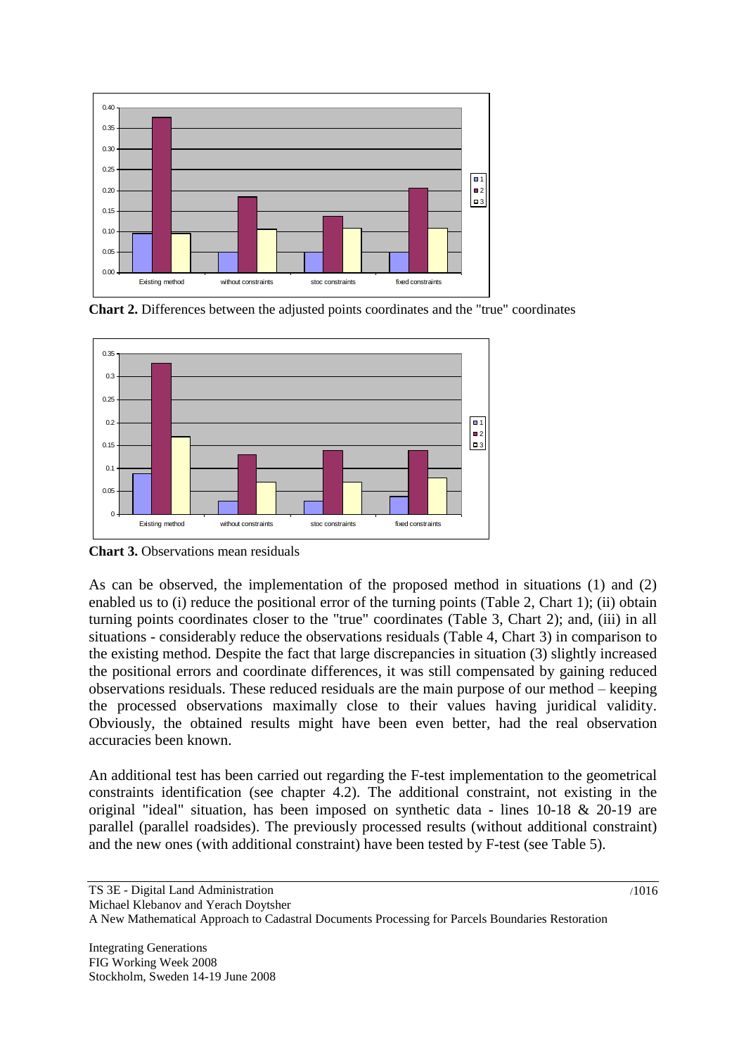**Chart 2.** Differences between the adjusted points coordinates and the "true" coordinates

**Chart 3.** Observations mean residuals

As can be observed, the implementation of the proposed method in situations (1) and (2) enabled us to (i) reduce the positional error of the turning points (Table 2, Chart 1); (ii) obtain turning points coordinates closer to the "true" coordinates (Table 3, Chart 2); and, (iii) in all situations - considerably reduce the observations residuals (Table 4, Chart 3) in comparison to the existing method. Despite the fact that large discrepancies in situation (3) slightly increased the positional errors and coordinate differences, it was still compensated by gaining reduced observations residuals. These reduced residuals are the main purpose of our method – keeping the processed observations maximally close to their values having juridical validity. Obviously, the obtained results might have been even better, had the real observation accuracies been known.

An additional test has been carried out regarding the F-test implementation to the geometrical constraints identification (see chapter 4.2). The additional constraint, not existing in the original "ideal" situation, has been imposed on synthetic data - lines 10-18 & 20-19 are parallel (parallel roadsides). The previously processed results (without additional constraint) and the new ones (with additional constraint) have been tested by F-test (see Table 5).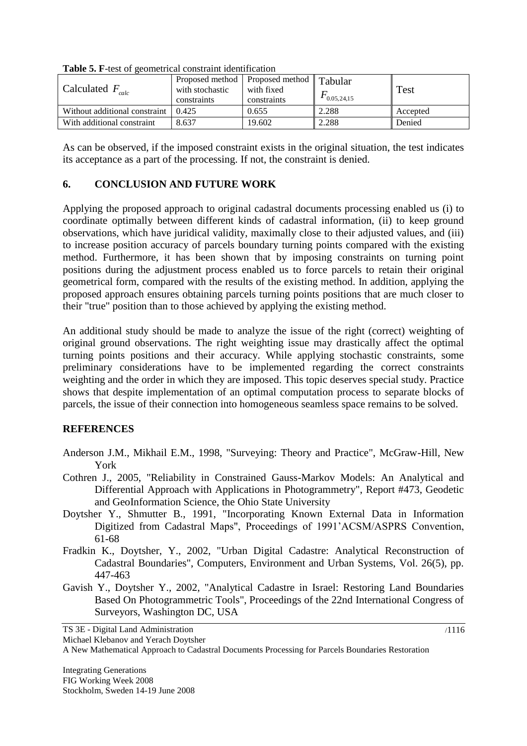**Table 5. F**-test of geometrical constraint identification

| Calculated $F_{calc}$ | Proposed method with stochastic constraints | Proposed method with fixed constraints | Tabular $F_{0.05,24,15}$ | Test |
|---|---|---|---|---|
| Without additional constraint | 0.425 | 0.655 | 2.288 | Accepted |
| With additional constraint | 8.637 | 19.602 | 2.288 | Denied |

As can be observed, if the imposed constraint exists in the original situation, the test indicates its acceptance as a part of the processing. If not, the constraint is denied.

## 6. CONCLUSION AND FUTURE WORK

Applying the proposed approach to original cadastral documents processing enabled us (i) to coordinate optimally between different kinds of cadastral information, (ii) to keep ground observations, which have juridical validity, maximally close to their adjusted values, and (iii) to increase position accuracy of parcels boundary turning points compared with the existing method. Furthermore, it has been shown that by imposing constraints on turning point positions during the adjustment process enabled us to force parcels to retain their original geometrical form, compared with the results of the existing method. In addition, applying the proposed approach ensures obtaining parcels turning points positions that are much closer to their "true" position than to those achieved by applying the existing method.

An additional study should be made to analyze the issue of the right (correct) weighting of original ground observations. The right weighting issue may drastically affect the optimal turning points positions and their accuracy. While applying stochastic constraints, some preliminary considerations have to be implemented regarding the correct constraints weighting and the order in which they are imposed. This topic deserves special study. Practice shows that despite implementation of an optimal computation process to separate blocks of parcels, the issue of their connection into homogeneous seamless space remains to be solved.

## REFERENCES

Anderson J.M., Mikhail E.M., 1998, "Surveying: Theory and Practice", McGraw-Hill, New York

Cothren J., 2005, "Reliability in Constrained Gauss-Markov Models: An Analytical and Differential Approach with Applications in Photogrammetry", Report #473, Geodetic and GeoInformation Science, the Ohio State University

Doytsher Y., Shmutter B., 1991, "Incorporating Known External Data in Information Digitized from Cadastral Maps", Proceedings of 1991'ACSM/ASPRS Convention, 61-68

Fradkin K., Doytsher, Y., 2002, "Urban Digital Cadastre: Analytical Reconstruction of Cadastral Boundaries", Computers, Environment and Urban Systems, Vol. 26(5), pp. 447-463

Gavish Y., Doytsher Y., 2002, "Analytical Cadastre in Israel: Restoring Land Boundaries Based On Photogrammetric Tools", Proceedings of the 22nd International Congress of Surveyors, Washington DC, USA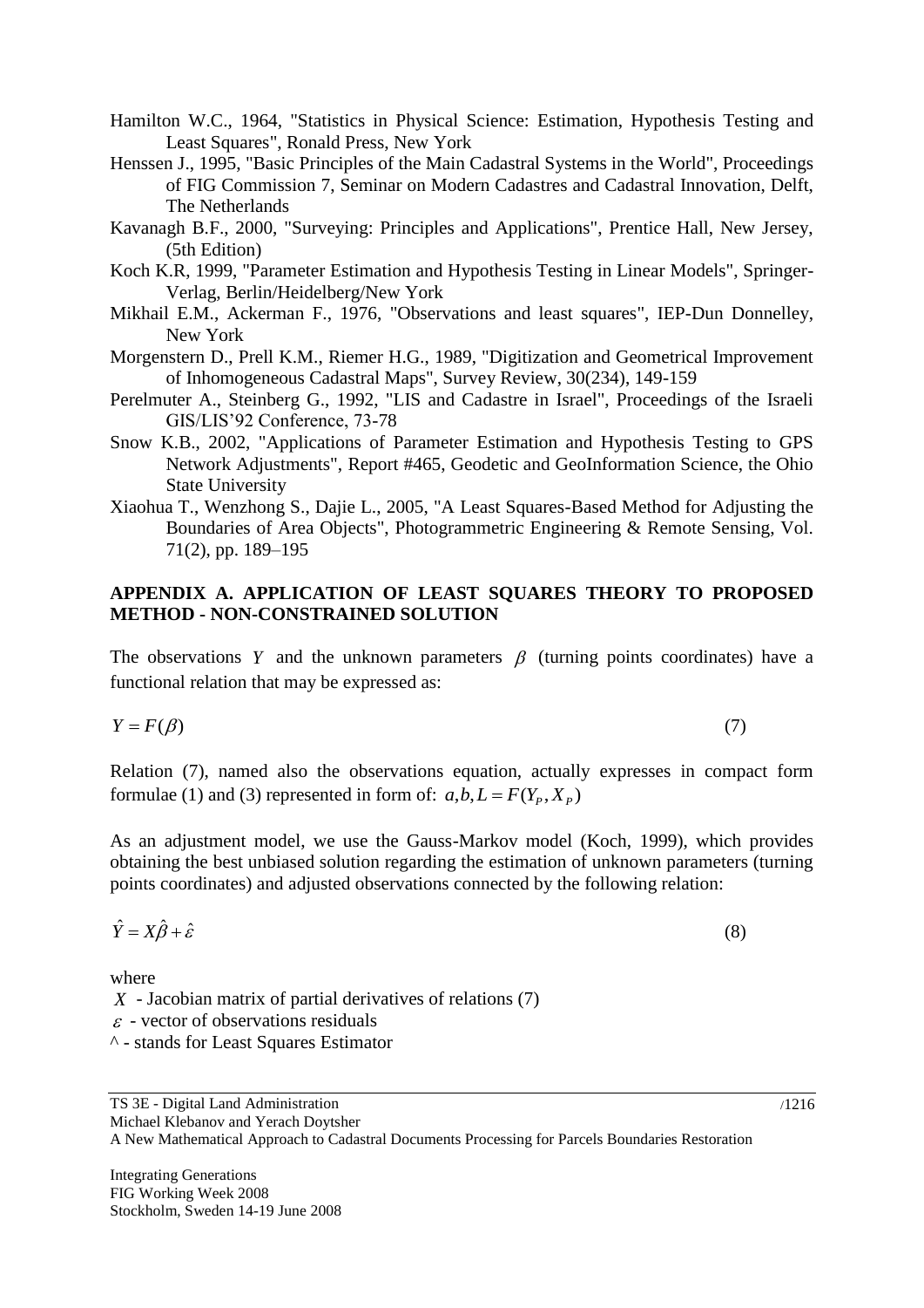Hamilton W.C., 1964, "Statistics in Physical Science: Estimation, Hypothesis Testing and Least Squares", Ronald Press, New York

Henssen J., 1995, "Basic Principles of the Main Cadastral Systems in the World", Proceedings of FIG Commission 7, Seminar on Modern Cadastres and Cadastral Innovation, Delft, The Netherlands

Kavanagh B.F., 2000, "Surveying: Principles and Applications", Prentice Hall, New Jersey, (5th Edition)

Koch K.R, 1999, "Parameter Estimation and Hypothesis Testing in Linear Models", Springer-Verlag, Berlin/Heidelberg/New York

Mikhail E.M., Ackerman F., 1976, "Observations and least squares", IEP-Dun Donnelley, New York

Morgenstern D., Prell K.M., Riemer H.G., 1989, "Digitization and Geometrical Improvement of Inhomogeneous Cadastral Maps", Survey Review, 30(234), 149-159

Perelmuter A., Steinberg G., 1992, "LIS and Cadastre in Israel", Proceedings of the Israeli GIS/LIS'92 Conference, 73-78

Snow K.B., 2002, "Applications of Parameter Estimation and Hypothesis Testing to GPS Network Adjustments", Report #465, Geodetic and GeoInformation Science, the Ohio State University

Xiaohua T., Wenzhong S., Dajie L., 2005, "A Least Squares-Based Method for Adjusting the Boundaries of Area Objects", Photogrammetric Engineering & Remote Sensing, Vol. 71(2), pp. 189–195

## APPENDIX A. APPLICATION OF LEAST SQUARES THEORY TO PROPOSED METHOD - NON-CONSTRAINED SOLUTION

The observations $Y$ and the unknown parameters $\beta$ (turning points coordinates) have a functional relation that may be expressed as:

$$Y = F(\beta) \tag{7}$$

Relation (7), named also the observations equation, actually expresses in compact form formulae (1) and (3) represented in form of: $a, b, L = F(Y_P, X_P)$

As an adjustment model, we use the Gauss-Markov model (Koch, 1999), which provides obtaining the best unbiased solution regarding the estimation of unknown parameters (turning points coordinates) and adjusted observations connected by the following relation:

$$\hat{Y} = X\hat{\beta} + \hat{\varepsilon} \tag{8}$$

where

$X$ - Jacobian matrix of partial derivatives of relations (7)

$\varepsilon$ - vector of observations residuals

^ - stands for Least Squares Estimator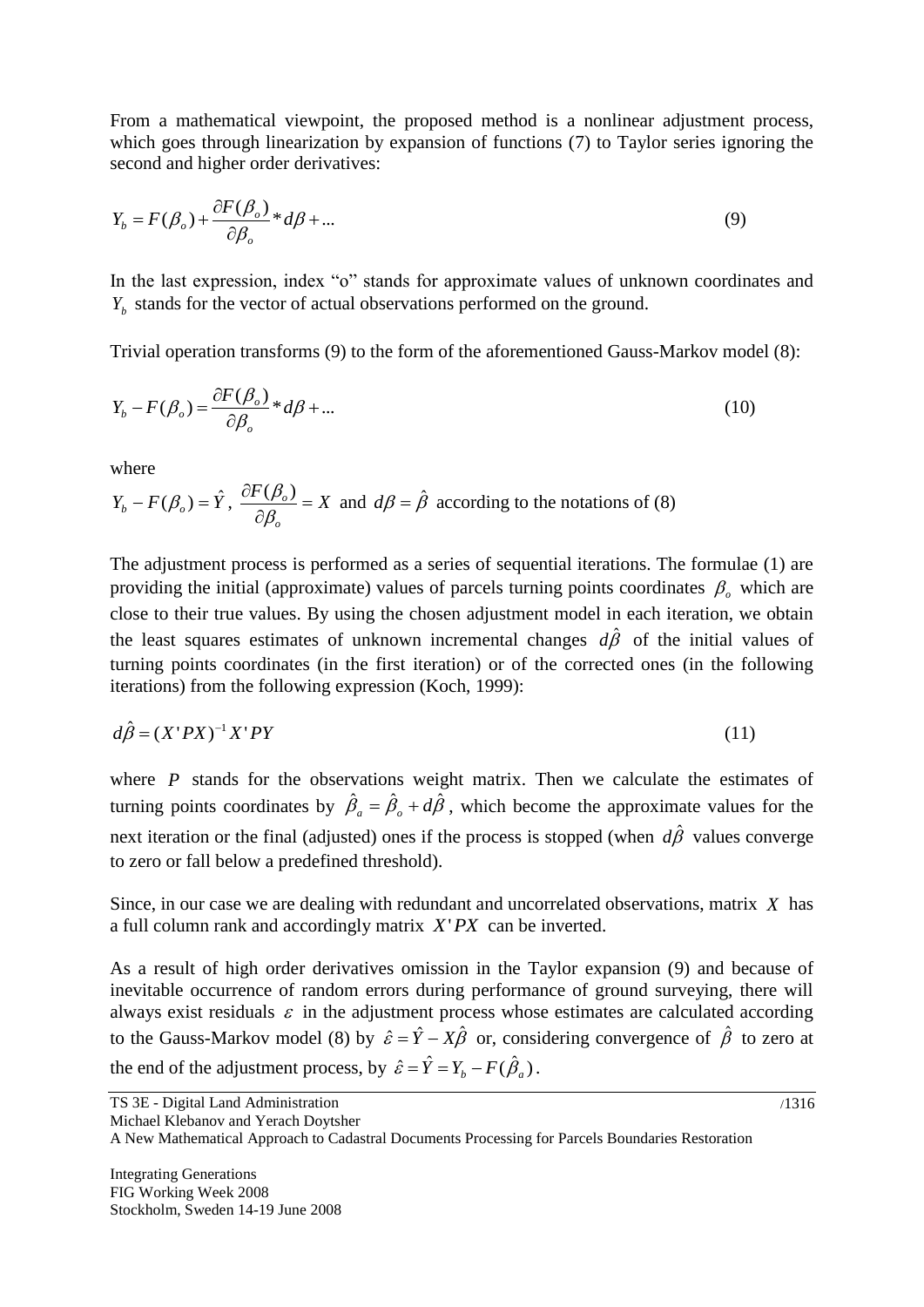From a mathematical viewpoint, the proposed method is a nonlinear adjustment process, which goes through linearization by expansion of functions (7) to Taylor series ignoring the second and higher order derivatives:

$$Y_b = F(\beta_o) + \frac{\partial F(\beta_o)}{\partial \beta_o} * d\beta + ... \tag{9}$$

In the last expression, index "o" stands for approximate values of unknown coordinates and $Y_b$ stands for the vector of actual observations performed on the ground.

Trivial operation transforms (9) to the form of the aforementioned Gauss-Markov model (8):

$$Y_b - F(\beta_o) = \frac{\partial F(\beta_o)}{\partial \beta_o} * d\beta + ... \tag{10}$$

where

$Y_b - F(\beta_o) = \hat{Y}$, $\frac{\partial F(\beta_o)}{\partial \beta_o} = X$ and $d\beta = \hat{\beta}$ according to the notations of (8)

The adjustment process is performed as a series of sequential iterations. The formulae (1) are providing the initial (approximate) values of parcels turning points coordinates $\beta_o$ which are close to their true values. By using the chosen adjustment model in each iteration, we obtain the least squares estimates of unknown incremental changes $d\hat{\beta}$ of the initial values of turning points coordinates (in the first iteration) or of the corrected ones (in the following iterations) from the following expression (Koch, 1999):

$$d\hat{\beta} = (X'PX)^{-1} X'PY \tag{11}$$

where $P$ stands for the observations weight matrix. Then we calculate the estimates of turning points coordinates by $\hat{\beta}_a = \hat{\beta}_o + d\hat{\beta}$, which become the approximate values for the next iteration or the final (adjusted) ones if the process is stopped (when $d\hat{\beta}$ values converge to zero or fall below a predefined threshold).

Since, in our case we are dealing with redundant and uncorrelated observations, matrix $X$ has a full column rank and accordingly matrix $X'PX$ can be inverted.

As a result of high order derivatives omission in the Taylor expansion (9) and because of inevitable occurrence of random errors during performance of ground surveying, there will always exist residuals $\varepsilon$ in the adjustment process whose estimates are calculated according to the Gauss-Markov model (8) by $\hat{\varepsilon} = \hat{Y} - X\hat{\beta}$ or, considering convergence of $\hat{\beta}$ to zero at the end of the adjustment process, by $\hat{\varepsilon} = \hat{Y} = Y_b - F(\hat{\beta}_a)$.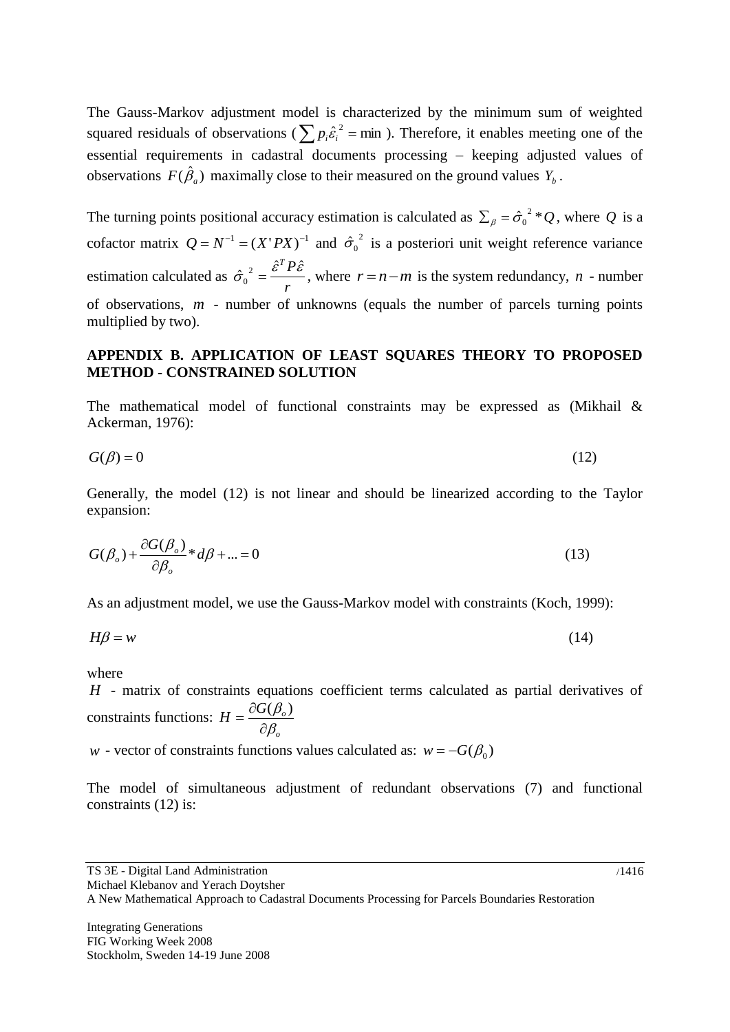The Gauss-Markov adjustment model is characterized by the minimum sum of weighted squared residuals of observations ($\sum p_i \hat{\varepsilon}_i^{\,2} = \min$ ). Therefore, it enables meeting one of the essential requirements in cadastral documents processing – keeping adjusted values of observations $F(\hat{\beta}_a)$ maximally close to their measured on the ground values $Y_b$.

The turning points positional accuracy estimation is calculated as $\sum_\beta = \hat{\sigma}_0^{\,2} * Q$, where $Q$ is a cofactor matrix $Q = N^{-1} = (X'PX)^{-1}$ and $\hat{\sigma}_0^{\,2}$ is a posteriori unit weight reference variance estimation calculated as $\hat{\sigma}_0^{\,2} = \dfrac{\hat{\varepsilon}^T P \hat{\varepsilon}}{r}$, where $r = n - m$ is the system redundancy, $n$ - number of observations, $m$ - number of unknowns (equals the number of parcels turning points multiplied by two).

## APPENDIX B. APPLICATION OF LEAST SQUARES THEORY TO PROPOSED METHOD - CONSTRAINED SOLUTION

The mathematical model of functional constraints may be expressed as (Mikhail & Ackerman, 1976):

$$G(\beta) = 0 \tag{12}$$

Generally, the model (12) is not linear and should be linearized according to the Taylor expansion:

$$G(\beta_o) + \frac{\partial G(\beta_o)}{\partial \beta_o} * d\beta + ... = 0 \tag{13}$$

As an adjustment model, we use the Gauss-Markov model with constraints (Koch, 1999):

$$H\beta = w \tag{14}$$

where

$H$ - matrix of constraints equations coefficient terms calculated as partial derivatives of constraints functions: $H = \dfrac{\partial G(\beta_o)}{\partial \beta_o}$

$w$ - vector of constraints functions values calculated as: $w = -G(\beta_0)$

The model of simultaneous adjustment of redundant observations (7) and functional constraints (12) is: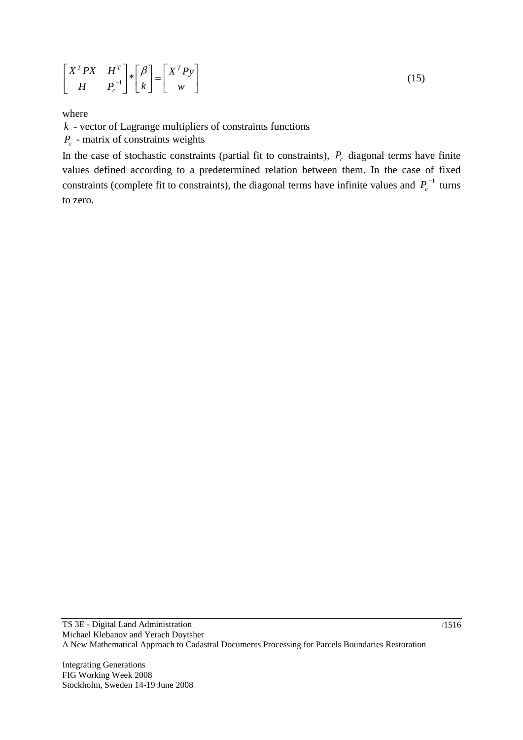$$\begin{bmatrix} X^T P X & H^T \\ H & P_c^{-1} \end{bmatrix} * \begin{bmatrix} \beta \\ k \end{bmatrix} = \begin{bmatrix} X^T P y \\ w \end{bmatrix} \tag{15}$$

where

$k$ - vector of Lagrange multipliers of constraints functions

$P_c$ - matrix of constraints weights

In the case of stochastic constraints (partial fit to constraints), $P_c$ diagonal terms have finite values defined according to a predetermined relation between them. In the case of fixed constraints (complete fit to constraints), the diagonal terms have infinite values and $P_c^{-1}$ turns to zero.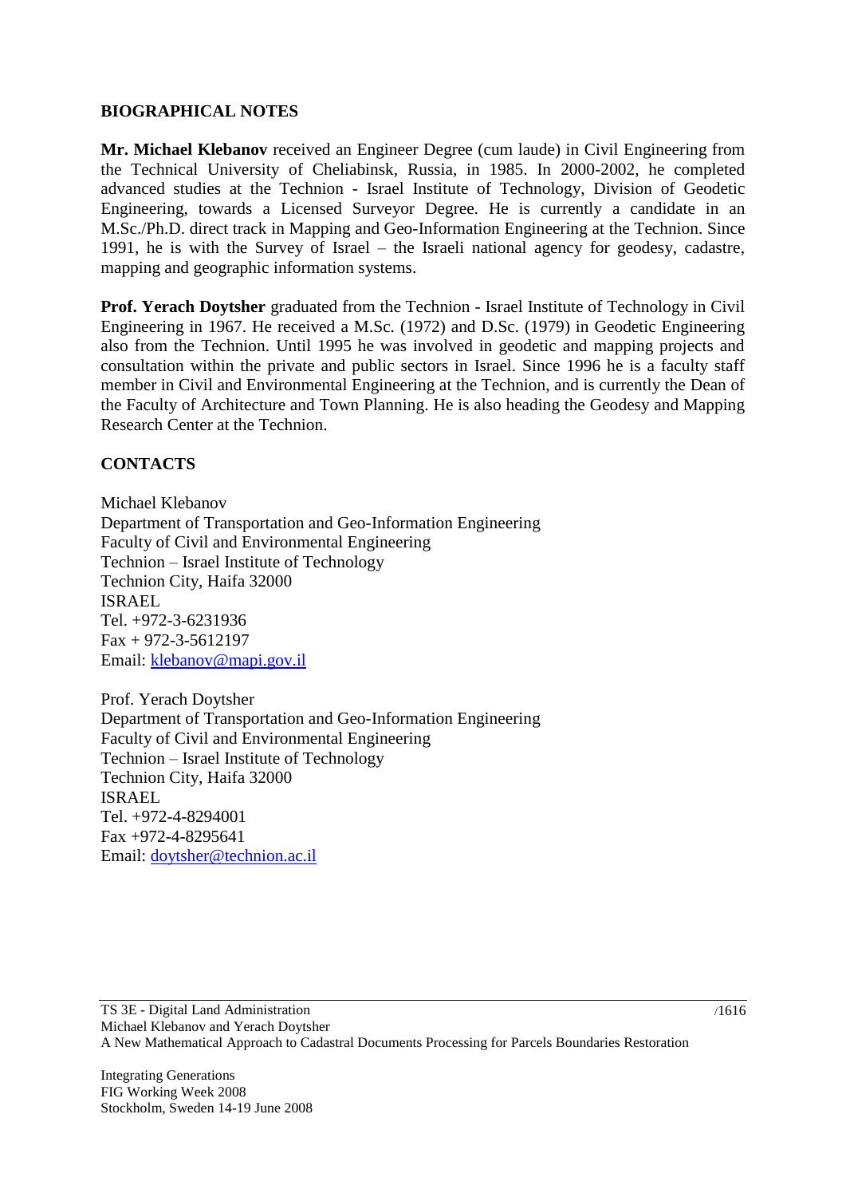## BIOGRAPHICAL NOTES

**Mr. Michael Klebanov** received an Engineer Degree (cum laude) in Civil Engineering from the Technical University of Cheliabinsk, Russia, in 1985. In 2000-2002, he completed advanced studies at the Technion - Israel Institute of Technology, Division of Geodetic Engineering, towards a Licensed Surveyor Degree. He is currently a candidate in an M.Sc./Ph.D. direct track in Mapping and Geo-Information Engineering at the Technion. Since 1991, he is with the Survey of Israel – the Israeli national agency for geodesy, cadastre, mapping and geographic information systems.

**Prof. Yerach Doytsher** graduated from the Technion - Israel Institute of Technology in Civil Engineering in 1967. He received a M.Sc. (1972) and D.Sc. (1979) in Geodetic Engineering also from the Technion. Until 1995 he was involved in geodetic and mapping projects and consultation within the private and public sectors in Israel. Since 1996 he is a faculty staff member in Civil and Environmental Engineering at the Technion, and is currently the Dean of the Faculty of Architecture and Town Planning. He is also heading the Geodesy and Mapping Research Center at the Technion.

## CONTACTS

Michael Klebanov
Department of Transportation and Geo-Information Engineering
Faculty of Civil and Environmental Engineering
Technion – Israel Institute of Technology
Technion City, Haifa 32000
ISRAEL
Tel. +972-3-6231936
Fax + 972-3-5612197
Email: klebanov@mapi.gov.il

Prof. Yerach Doytsher
Department of Transportation and Geo-Information Engineering
Faculty of Civil and Environmental Engineering
Technion – Israel Institute of Technology
Technion City, Haifa 32000
ISRAEL
Tel. +972-4-8294001
Fax +972-4-8295641
Email: doytsher@technion.ac.il